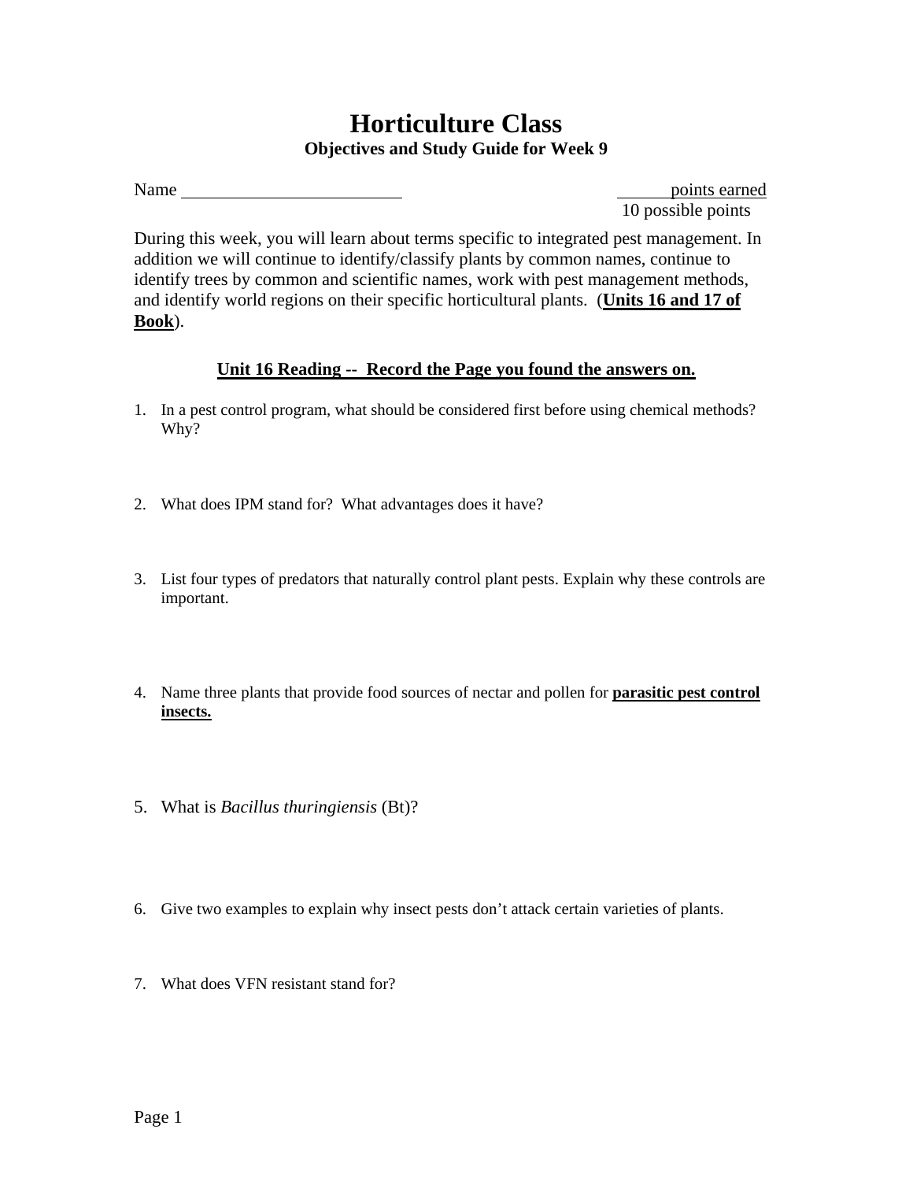# Horticulture Class

## Objectives and Study Guide for Week 9

Name ________________________ ______ points earned
10 possible points

During this week, you will learn about terms specific to integrated pest management. In addition we will continue to identify/classify plants by common names, continue to identify trees by common and scientific names, work with pest management methods, and identify world regions on their specific horticultural plants. (**Units 16 and 17 of Book**).

### Unit 16 Reading -- Record the Page you found the answers on.

1. In a pest control program, what should be considered first before using chemical methods? Why?

2. What does IPM stand for? What advantages does it have?

3. List four types of predators that naturally control plant pests. Explain why these controls are important.

4. Name three plants that provide food sources of nectar and pollen for **parasitic pest control insects.**

5. What is *Bacillus thuringiensis* (Bt)?

6. Give two examples to explain why insect pests don't attack certain varieties of plants.

7. What does VFN resistant stand for?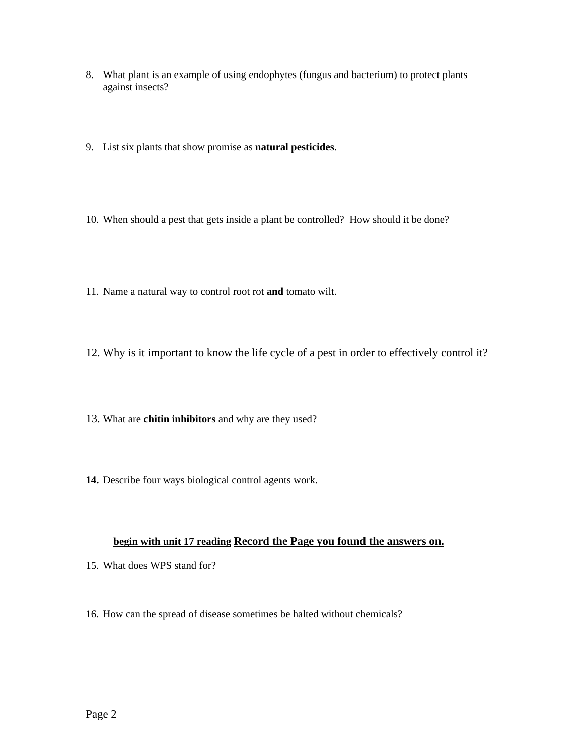8. What plant is an example of using endophytes (fungus and bacterium) to protect plants against insects?

9. List six plants that show promise as **natural pesticides**.

10. When should a pest that gets inside a plant be controlled?  How should it be done?

11. Name a natural way to control root rot **and** tomato wilt.

12. Why is it important to know the life cycle of a pest in order to effectively control it?

13. What are **chitin inhibitors** and why are they used?

**14.** Describe four ways biological control agents work.

**<u>begin with unit 17 reading</u> <u>Record the Page you found the answers on.</u>**

15. What does WPS stand for?

16. How can the spread of disease sometimes be halted without chemicals?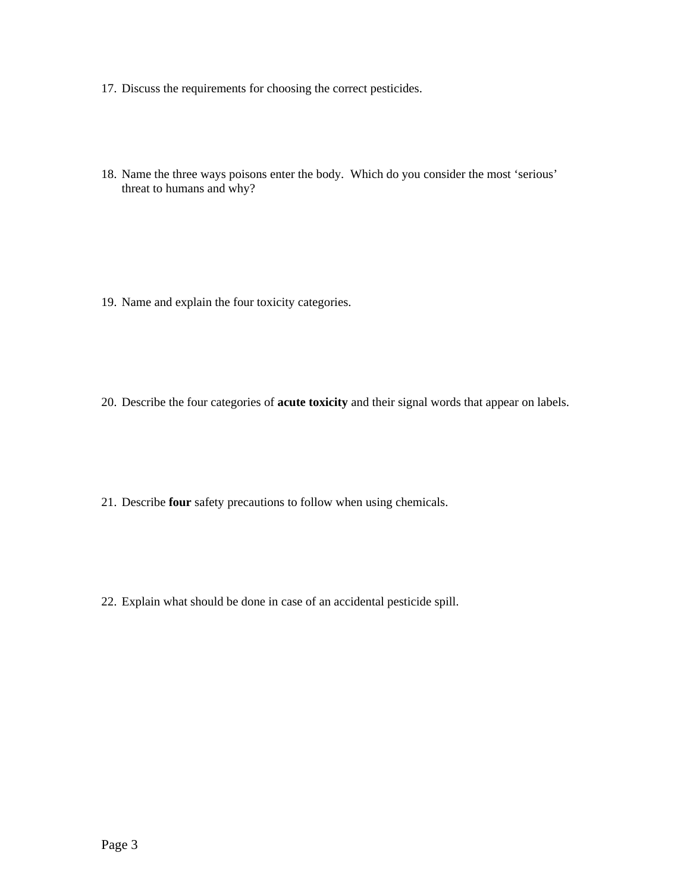17. Discuss the requirements for choosing the correct pesticides.

18. Name the three ways poisons enter the body. Which do you consider the most ‘serious’ threat to humans and why?

19. Name and explain the four toxicity categories.

20. Describe the four categories of **acute toxicity** and their signal words that appear on labels.

21. Describe **four** safety precautions to follow when using chemicals.

22. Explain what should be done in case of an accidental pesticide spill.